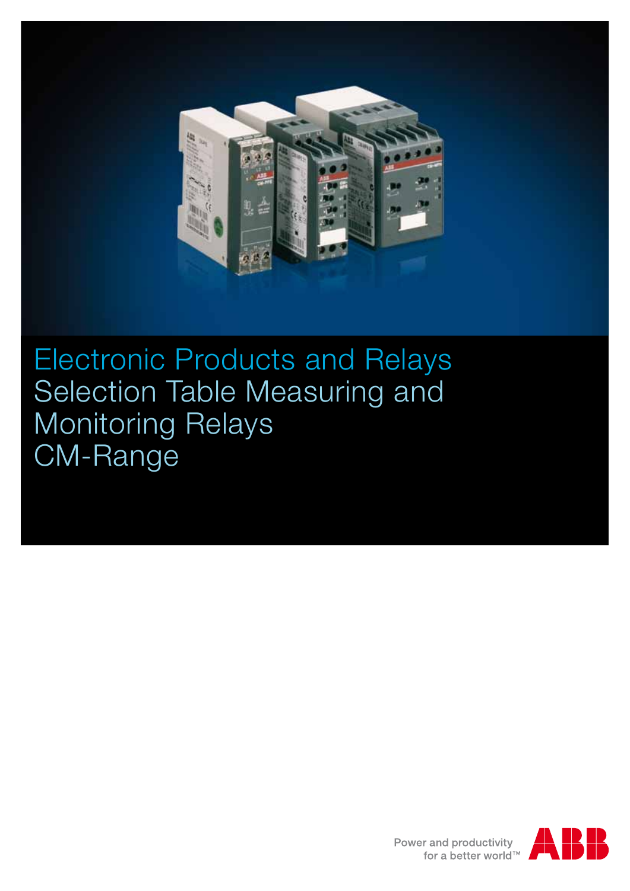# Electronic Products and Relays
# Selection Table Measuring and Monitoring Relays
# CM-Range

Power and productivity
for a better world™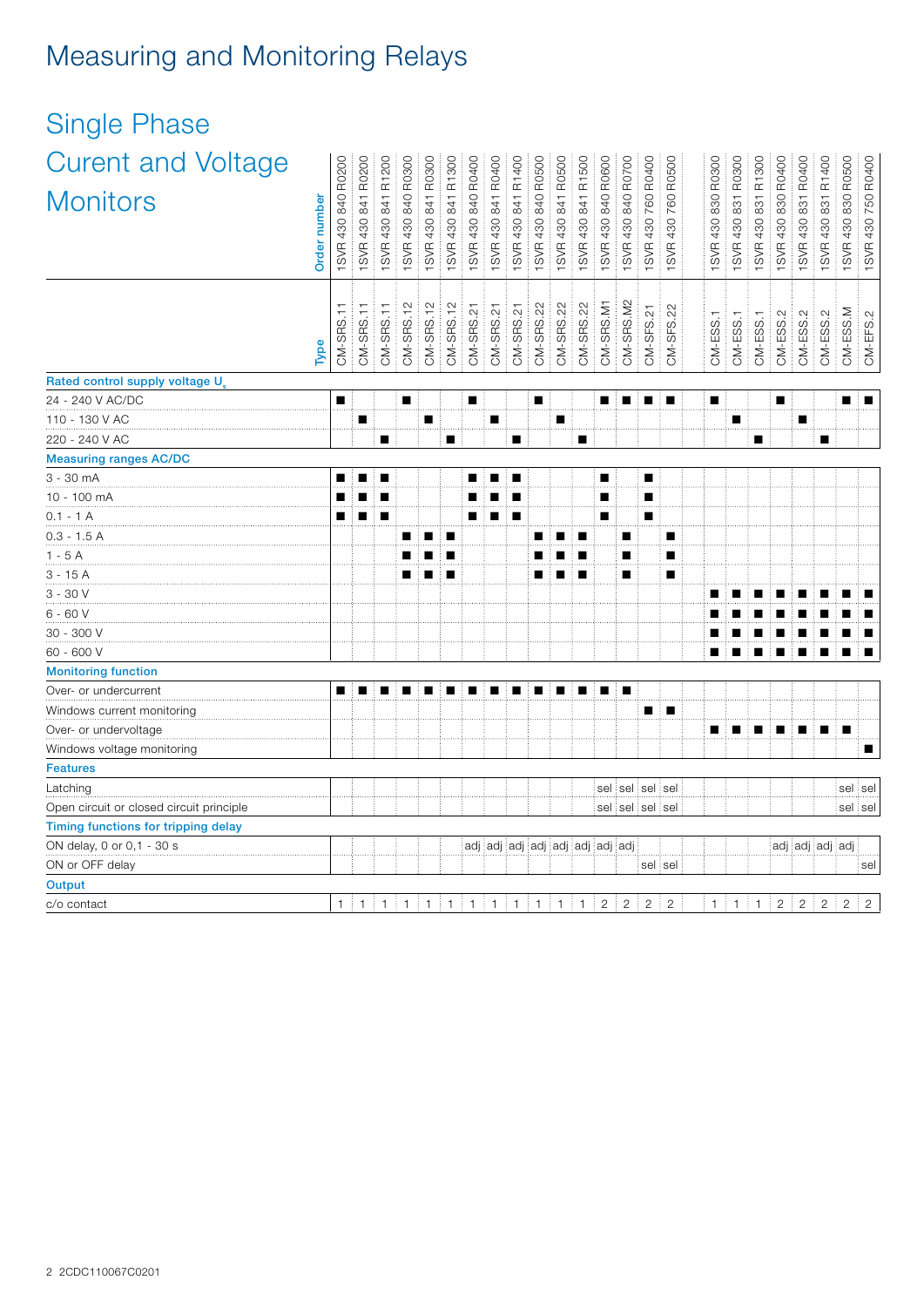# Measuring and Monitoring Relays

## Single Phase Curent and Voltage Monitors

| Order number | 1SVR 430 840 R0200 | 1SVR 430 841 R0200 | 1SVR 430 841 R1200 | 1SVR 430 840 R0300 | 1SVR 430 841 R0300 | 1SVR 430 841 R1300 | 1SVR 430 840 R0400 | 1SVR 430 841 R0400 | 1SVR 430 841 R1400 | 1SVR 430 840 R0500 | 1SVR 430 841 R0500 | 1SVR 430 841 R1500 | 1SVR 430 840 R0600 | 1SVR 430 840 R0700 | 1SVR 430 760 R0400 | 1SVR 430 760 R0500 | 1SVR 430 830 R0300 | 1SVR 430 831 R0300 | 1SVR 430 831 R1300 | 1SVR 430 830 R0400 | 1SVR 430 831 R0400 | 1SVR 430 831 R1400 | 1SVR 430 830 R0500 | 1SVR 430 750 R0400 |
|---|---|---|---|---|---|---|---|---|---|---|---|---|---|---|---|---|---|---|---|---|---|---|---|---|
| **Type** | CM-SRS.11 | CM-SRS.11 | CM-SRS.11 | CM-SRS.12 | CM-SRS.12 | CM-SRS.12 | CM-SRS.21 | CM-SRS.21 | CM-SRS.21 | CM-SRS.22 | CM-SRS.22 | CM-SRS.22 | CM-SRS.M1 | CM-SRS.M2 | CM-SFS.21 | CM-SFS.22 | CM-ESS.1 | CM-ESS.1 | CM-ESS.1 | CM-ESS.2 | CM-ESS.2 | CM-ESS.2 | CM-ESS.M | CM-EFS.2 |
| **Rated control supply voltage $U_s$** | | | | | | | | | | | | | | | | | | | | | | | | |
| 24 - 240 V AC/DC | ■ | | | ■ | | | ■ | | | ■ | | | ■ | ■ | ■ | ■ | ■ | | | ■ | | | ■ | ■ |
| 110 - 130 V AC | | ■ | | | ■ | | | ■ | | | ■ | | | | | | | ■ | | | ■ | | | |
| 220 - 240 V AC | | | ■ | | | ■ | | | ■ | | | ■ | | | | | | | ■ | | | ■ | | |
| **Measuring ranges AC/DC** | | | | | | | | | | | | | | | | | | | | | | | | |
| 3 - 30 mA | ■ | ■ | ■ | | | | ■ | ■ | ■ | | | | ■ | | ■ | | | | | | | | | |
| 10 - 100 mA | ■ | ■ | ■ | | | | ■ | ■ | ■ | | | | ■ | | ■ | | | | | | | | | |
| 0.1 - 1 A | ■ | ■ | ■ | | | | ■ | ■ | ■ | | | | ■ | | ■ | | | | | | | | | |
| 0.3 - 1.5 A | | | | ■ | ■ | ■ | | | | ■ | ■ | ■ | | ■ | | ■ | | | | | | | | |
| 1 - 5 A | | | | ■ | ■ | ■ | | | | ■ | ■ | ■ | | ■ | | ■ | | | | | | | | |
| 3 - 15 A | | | | ■ | ■ | ■ | | | | ■ | ■ | ■ | | ■ | | ■ | | | | | | | | |
| 3 - 30 V | | | | | | | | | | | | | | | | | ■ | ■ | ■ | ■ | ■ | ■ | ■ | ■ |
| 6 - 60 V | | | | | | | | | | | | | | | | | ■ | ■ | ■ | ■ | ■ | ■ | ■ | ■ |
| 30 - 300 V | | | | | | | | | | | | | | | | | ■ | ■ | ■ | ■ | ■ | ■ | ■ | ■ |
| 60 - 600 V | | | | | | | | | | | | | | | | | ■ | ■ | ■ | ■ | ■ | ■ | ■ | ■ |
| **Monitoring function** | | | | | | | | | | | | | | | | | | | | | | | | |
| Over- or undercurrent | ■ | ■ | ■ | ■ | ■ | ■ | ■ | ■ | ■ | ■ | ■ | ■ | ■ | ■ | | | | | | | | | | |
| Windows current monitoring | | | | | | | | | | | | | | | ■ | ■ | | | | | | | | |
| Over- or undervoltage | | | | | | | | | | | | | | | | | ■ | ■ | ■ | ■ | ■ | ■ | ■ | |
| Windows voltage monitoring | | | | | | | | | | | | | | | | | | | | | | | | ■ |
| **Features** | | | | | | | | | | | | | | | | | | | | | | | | |
| Latching | | | | | | | | | | | | | sel | sel | sel | sel | | | | | | | sel | sel |
| Open circuit or closed circuit principle | | | | | | | | | | | | | sel | sel | sel | sel | | | | | | | sel | sel |
| **Timing functions for tripping delay** | | | | | | | | | | | | | | | | | | | | | | | | |
| ON delay, 0 or 0,1 - 30 s | | | | | | | adj | adj | adj | adj | adj | adj | adj | adj | | | | | | adj | adj | adj | adj | |
| ON or OFF delay | | | | | | | | | | | | | | | sel | sel | | | | | | | | sel |
| **Output** | | | | | | | | | | | | | | | | | | | | | | | | |
| c/o contact | 1 | 1 | 1 | 1 | 1 | 1 | 1 | 1 | 1 | 1 | 1 | 1 | 2 | 2 | 2 | 2 | 1 | 1 | 1 | 2 | 2 | 2 | 2 | 2 |

2CDC110067C0201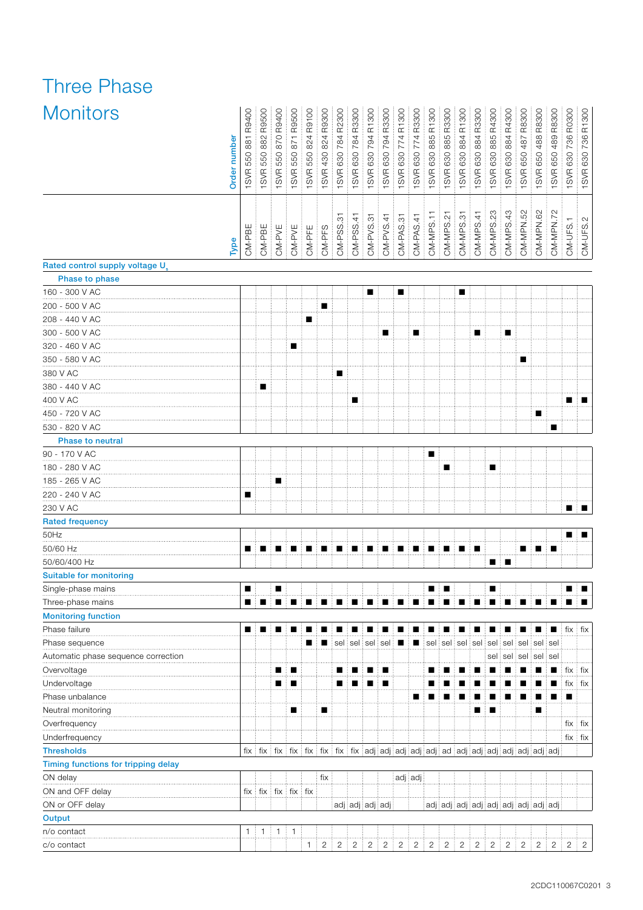# Three Phase Monitors

| Order number | 1SVR 550 881 R9400 | 1SVR 550 882 R9500 | 1SVR 550 870 R9400 | 1SVR 550 871 R9500 | 1SVR 550 824 R9100 | 1SVR 430 824 R9300 | 1SVR 630 784 R2300 | 1SVR 630 784 R3300 | 1SVR 630 794 R1300 | 1SVR 630 794 R3300 | 1SVR 630 774 R1300 | 1SVR 630 774 R3300 | 1SVR 630 885 R1300 | 1SVR 630 885 R3300 | 1SVR 630 884 R1300 | 1SVR 630 884 R3300 | 1SVR 630 885 R4300 | 1SVR 630 884 R4300 | 1SVR 650 487 R8300 | 1SVR 650 488 R8300 | 1SVR 650 489 R8300 | 1SVR 630 736 R0300 | 1SVR 630 736 R1300 |
|---|---|---|---|---|---|---|---|---|---|---|---|---|---|---|---|---|---|---|---|---|---|---|---|
| **Type** | CM-PBE | CM-PBE | CM-PVE | CM-PVE | CM-PFE | CM-PFS | CM-PSS.31 | CM-PSS.41 | CM-PVS.31 | CM-PVS.41 | CM-PAS.31 | CM-PAS.41 | CM-MPS.11 | CM-MPS.21 | CM-MPS.31 | CM-MPS.41 | CM-MPS.23 | CM-MPS.43 | CM-MPN.52 | CM-MPN.62 | CM-MPN.72 | CM-UFS.1 | CM-UFS.2 |
| **Rated control supply voltage $U_s$** | | | | | | | | | | | | | | | | | | | | | | | |
| **Phase to phase** | | | | | | | | | | | | | | | | | | | | | | | |
| 160 - 300 V AC | | | | | | | | | ■ | | ■ | | | | ■ | | | | | | | | |
| 200 - 500 V AC | | | | | | ■ | | | | | | | | | | | | | | | | | |
| 208 - 440 V AC | | | | | ■ | | | | | | | | | | | | | | | | | | |
| 300 - 500 V AC | | | | | | | | | | ■ | | ■ | | | | ■ | | ■ | | | | | |
| 320 - 460 V AC | | | | ■ | | | | | | | | | | | | | | | | | | | |
| 350 - 580 V AC | | | | | | | | | | | | | | | | | | | ■ | | | | |
| 380 V AC | | | | | | | ■ | | | | | | | | | | | | | | | | |
| 380 - 440 V AC | | ■ | | | | | | | | | | | | | | | | | | | | | |
| 400 V AC | | | | | | | | ■ | | | | | | | | | | | | | | ■ | ■ |
| 450 - 720 V AC | | | | | | | | | | | | | | | | | | | | ■ | | | |
| 530 - 820 V AC | | | | | | | | | | | | | | | | | | | | | ■ | | |
| **Phase to neutral** | | | | | | | | | | | | | | | | | | | | | | | |
| 90 - 170 V AC | | | | | | | | | | | | | ■ | | | | | | | | | | |
| 180 - 280 V AC | | | | | | | | | | | | | | ■ | | | ■ | | | | | | |
| 185 - 265 V AC | | | ■ | | | | | | | | | | | | | | | | | | | | |
| 220 - 240 V AC | ■ | | | | | | | | | | | | | | | | | | | | | | |
| 230 V AC | | | | | | | | | | | | | | | | | | | | | | ■ | ■ |
| **Rated frequency** | | | | | | | | | | | | | | | | | | | | | | | |
| 50Hz | | | | | | | | | | | | | | | | | | | | | | ■ | ■ |
| 50/60 Hz | ■ | ■ | ■ | ■ | ■ | ■ | ■ | ■ | ■ | ■ | ■ | ■ | ■ | ■ | ■ | ■ | | | ■ | ■ | ■ | | |
| 50/60/400 Hz | | | | | | | | | | | | | | | | | ■ | ■ | | | | | |
| **Suitable for monitoring** | | | | | | | | | | | | | | | | | | | | | | | |
| Single-phase mains | ■ | | ■ | | | | | | | | | | ■ | ■ | | | ■ | | | | | ■ | ■ |
| Three-phase mains | ■ | ■ | ■ | ■ | ■ | ■ | ■ | ■ | ■ | ■ | ■ | ■ | ■ | ■ | ■ | ■ | ■ | ■ | ■ | ■ | ■ | ■ | ■ |
| **Monitoring function** | | | | | | | | | | | | | | | | | | | | | | | |
| Phase failure | ■ | ■ | ■ | ■ | ■ | ■ | ■ | ■ | ■ | ■ | ■ | ■ | ■ | ■ | ■ | ■ | ■ | ■ | ■ | ■ | ■ | fix | fix |
| Phase sequence | | | | | ■ | ■ | sel | sel | sel | sel | ■ | ■ | sel | sel | sel | sel | sel | sel | sel | sel | sel | | |
| Automatic phase sequence correction | | | | | | | | | | | | | | | | | sel | sel | sel | sel | sel | | |
| Overvoltage | | | ■ | ■ | | | ■ | ■ | ■ | ■ | | | ■ | ■ | ■ | ■ | ■ | ■ | ■ | ■ | ■ | fix | fix |
| Undervoltage | | | ■ | ■ | | | ■ | ■ | ■ | ■ | | | ■ | ■ | ■ | ■ | ■ | ■ | ■ | ■ | ■ | fix | fix |
| Phase unbalance | | | | | | | | | | | | ■ | ■ | ■ | ■ | ■ | ■ | ■ | ■ | ■ | ■ | ■ | |
| Neutral monitoring | | | | ■ | | ■ | | | | | | | | | | ■ | ■ | | | ■ | | | |
| Overfrequency | | | | | | | | | | | | | | | | | | | | | | fix | fix |
| Underfrequency | | | | | | | | | | | | | | | | | | | | | | fix | fix |
| **Thresholds** | fix | fix | fix | fix | fix | fix | fix | fix | adj | adj | adj | adj | adj | ad | adj | adj | adj | adj | adj | adj | adj | | |
| **Timing functions for tripping delay** | | | | | | | | | | | | | | | | | | | | | | | |
| ON delay | | | | | | fix | | | | | adj | adj | | | | | | | | | | | |
| ON and OFF delay | fix | fix | fix | fix | fix | | | | | | | | | | | | | | | | | | |
| ON or OFF delay | | | | | | | adj | adj | adj | adj | | | adj | adj | adj | adj | adj | adj | adj | adj | adj | | |
| **Output** | | | | | | | | | | | | | | | | | | | | | | | |
| n/o contact | 1 | 1 | 1 | 1 | | | | | | | | | | | | | | | | | | | |
| c/o contact | | | | | 1 | 2 | 2 | 2 | 2 | 2 | 2 | 2 | 2 | 2 | 2 | 2 | 2 | 2 | 2 | 2 | 2 | 2 | 2 |

2CDC110067C0201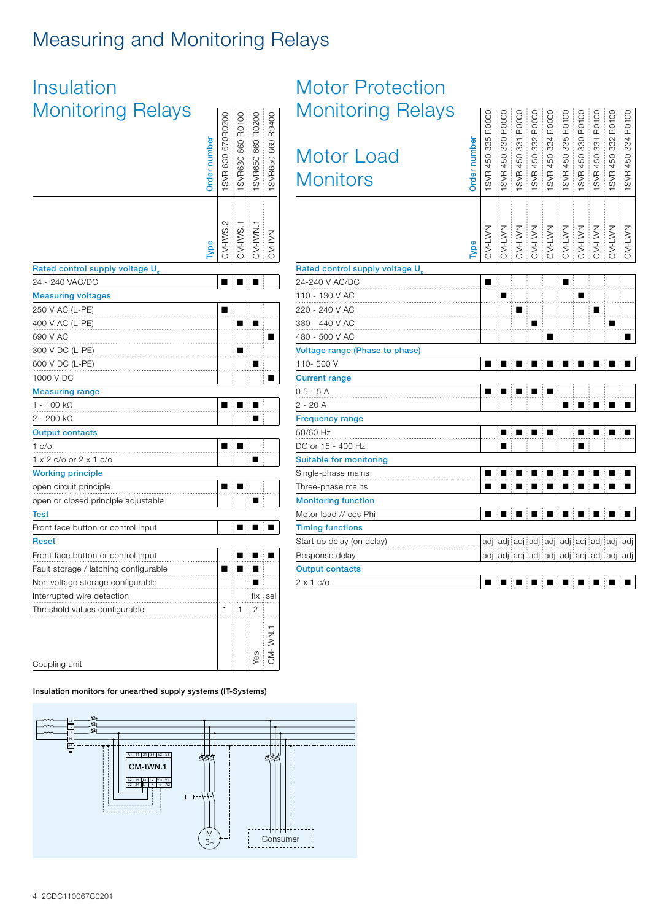# Measuring and Monitoring Relays

## Insulation Monitoring Relays

| Order number | 1SVR 630 670R0200 | 1SVR630 660 R0100 | 1SVR650 660 R0200 | 1SVR650 669 R9400 |
|---|---|---|---|---|
| Type | CM-IWS.2 | CM-IWS.1 | CM-IWN.1 | CM-IVN |
| **Rated control supply voltage $U_s$** | | | | |
| 24 - 240 VAC/DC | ■ | ■ | ■ | |
| **Measuring voltages** | | | | |
| 250 V AC (L-PE) | ■ | | | |
| 400 V AC (L-PE) | | ■ | ■ | |
| 690 V AC | | | | ■ |
| 300 V DC (L-PE) | | ■ | | |
| 600 V DC (L-PE) | | | ■ | |
| 1000 V DC | | | | ■ |
| **Measuring range** | | | | |
| 1 - 100 kΩ | ■ | ■ | ■ | |
| 2 - 200 kΩ | | | ■ | |
| **Output contacts** | | | | |
| 1 c/o | ■ | ■ | | |
| 1 x 2 c/o or 2 x 1 c/o | | | ■ | |
| **Working principle** | | | | |
| open circuit principle | ■ | ■ | | |
| open or closed principle adjustable | | | ■ | |
| **Test** | | | | |
| Front face button or control input | | ■ | ■ | ■ |
| **Reset** | | | | |
| Front face button or control input | | ■ | ■ | ■ |
| Fault storage / latching configurable | ■ | ■ | ■ | |
| Non voltage storage configurable | | | ■ | |
| Interrupted wire detection | | | fix | sel |
| Threshold values configurable | 1 | 1 | 2 | |
| Coupling unit | | | Yes | CM-IWN.1 |

## Motor Protection Monitoring Relays

## Motor Load Monitors

| Order number | 1SVR 450 335 R0000 | 1SVR 450 330 R0000 | 1SVR 450 331 R0000 | 1SVR 450 332 R0000 | 1SVR 450 334 R0000 | 1SVR 450 335 R0100 | 1SVR 450 330 R0100 | 1SVR 450 331 R0100 | 1SVR 450 332 R0100 | 1SVR 450 334 R0100 |
|---|---|---|---|---|---|---|---|---|---|---|
| Type | CM-LWN | CM-LWN | CM-LWN | CM-LWN | CM-LWN | CM-LWN | CM-LWN | CM-LWN | CM-LWN | CM-LWN |
| **Rated control supply voltage $U_s$** | | | | | | | | | | |
| 24-240 V AC/DC | ■ | | | | | ■ | | | | |
| 110 - 130 V AC | | ■ | | | | | ■ | | | |
| 220 - 240 V AC | | | ■ | | | | | ■ | | |
| 380 - 440 V AC | | | | ■ | | | | | ■ | |
| 480 - 500 V AC | | | | | ■ | | | | | ■ |
| **Voltage range (Phase to phase)** | | | | | | | | | | |
| 110- 500 V | ■ | ■ | ■ | ■ | ■ | ■ | ■ | ■ | ■ | ■ |
| **Current range** | | | | | | | | | | |
| 0.5 - 5 A | ■ | ■ | ■ | ■ | ■ | | | | | |
| 2 - 20 A | | | | | | ■ | ■ | ■ | ■ | ■ |
| **Frequency range** | | | | | | | | | | |
| 50/60 Hz | | ■ | ■ | ■ | ■ | | ■ | ■ | ■ | ■ |
| DC or 15 - 400 Hz | | ■ | | | | | ■ | | | |
| **Suitable for monitoring** | | | | | | | | | | |
| Single-phase mains | ■ | ■ | ■ | ■ | ■ | ■ | ■ | ■ | ■ | ■ |
| Three-phase mains | ■ | ■ | ■ | ■ | ■ | ■ | ■ | ■ | ■ | ■ |
| **Monitoring function** | | | | | | | | | | |
| Motor load // cos Phi | ■ | ■ | ■ | ■ | ■ | ■ | ■ | ■ | ■ | ■ |
| **Timing functions** | | | | | | | | | | |
| Start up delay (on delay) | adj | adj | adj | adj | adj | adj | adj | adj | adj | adj |
| Response delay | adj | adj | adj | adj | adj | adj | adj | adj | adj | adj |
| **Output contacts** | | | | | | | | | | |
| 2 x 1 c/o | ■ | ■ | ■ | ■ | ■ | ■ | ■ | ■ | ■ | ■ |

**Insulation monitors for unearthed supply systems (IT-Systems)**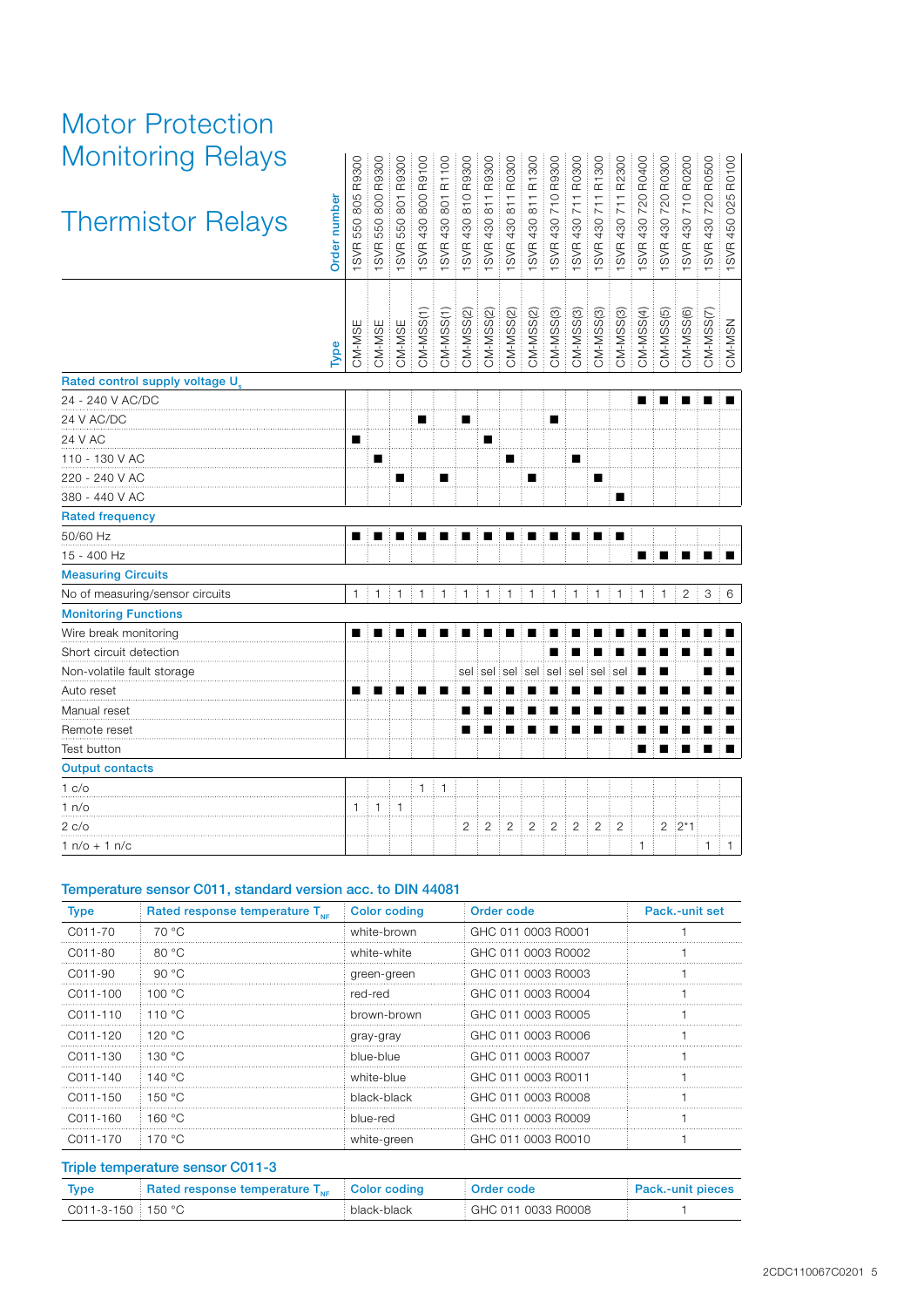# Motor Protection Monitoring Relays

## Thermistor Relays

| Order number | 1SVR 550 805 R9300 | 1SVR 550 800 R9300 | 1SVR 550 801 R9300 | 1SVR 430 800 R9100 | 1SVR 430 801 R1100 | 1SVR 430 810 R9300 | 1SVR 430 811 R9300 | 1SVR 430 811 R0300 | 1SVR 430 811 R1300 | 1SVR 430 710 R9300 | 1SVR 430 711 R0300 | 1SVR 430 711 R1300 | 1SVR 430 711 R2300 | 1SVR 430 720 R0400 | 1SVR 430 720 R0300 | 1SVR 430 710 R0200 | 1SVR 430 720 R0500 | 1SVR 450 025 R0100 |
|---|---|---|---|---|---|---|---|---|---|---|---|---|---|---|---|---|---|---|
| **Type** | CM-MSE | CM-MSE | CM-MSE | CM-MSS(1) | CM-MSS(1) | CM-MSS(2) | CM-MSS(2) | CM-MSS(2) | CM-MSS(2) | CM-MSS(3) | CM-MSS(3) | CM-MSS(3) | CM-MSS(3) | CM-MSS(4) | CM-MSS(5) | CM-MSS(6) | CM-MSS(7) | CM-MSN |
| **Rated control supply voltage $U_s$** | | | | | | | | | | | | | | | | | | |
| 24 - 240 V AC/DC | | | | | | | | | | | | | | ■ | ■ | ■ | ■ | ■ |
| 24 V AC/DC | | | | ■ | | ■ | | | | ■ | | | | | | | | |
| 24 V AC | ■ | | | | | | ■ | | | | | | | | | | | |
| 110 - 130 V AC | | ■ | | | | | | ■ | | | ■ | | | | | | | |
| 220 - 240 V AC | | | ■ | | ■ | | | | ■ | | | ■ | | | | | | |
| 380 - 440 V AC | | | | | | | | | | | | | ■ | | | | | |
| **Rated frequency** | | | | | | | | | | | | | | | | | | |
| 50/60 Hz | ■ | ■ | ■ | ■ | ■ | ■ | ■ | ■ | ■ | ■ | ■ | ■ | ■ | | | | | |
| 15 - 400 Hz | | | | | | | | | | | | | | ■ | ■ | ■ | ■ | ■ |
| **Measuring Circuits** | | | | | | | | | | | | | | | | | | |
| No of measuring/sensor circuits | 1 | 1 | 1 | 1 | 1 | 1 | 1 | 1 | 1 | 1 | 1 | 1 | 1 | 1 | 1 | 2 | 3 | 6 |
| **Monitoring Functions** | | | | | | | | | | | | | | | | | | |
| Wire break monitoring | ■ | ■ | ■ | ■ | ■ | ■ | ■ | ■ | ■ | ■ | ■ | ■ | ■ | ■ | ■ | ■ | ■ | ■ |
| Short circuit detection | | | | | | | | | | ■ | ■ | ■ | ■ | ■ | ■ | ■ | ■ | ■ |
| Non-volatile fault storage | | | | | | sel | sel | sel | sel | sel | sel | sel | sel | ■ | ■ | | ■ | ■ |
| Auto reset | ■ | ■ | ■ | ■ | ■ | ■ | ■ | ■ | ■ | ■ | ■ | ■ | ■ | ■ | ■ | ■ | ■ | ■ |
| Manual reset | | | | | | ■ | ■ | ■ | ■ | ■ | ■ | ■ | ■ | ■ | ■ | ■ | ■ | ■ |
| Remote reset | | | | | | ■ | ■ | ■ | ■ | ■ | ■ | ■ | ■ | ■ | ■ | ■ | ■ | ■ |
| Test button | | | | | | | | | | | | | | ■ | ■ | ■ | ■ | ■ |
| **Output contacts** | | | | | | | | | | | | | | | | | | |
| 1 c/o | | | | 1 | 1 | | | | | | | | | | | | | |
| 1 n/o | 1 | 1 | 1 | | | | | | | | | | | | | | | |
| 2 c/o | | | | | | 2 | 2 | 2 | 2 | 2 | 2 | 2 | 2 | | 2 | 2*1 | | |
| 1 n/o + 1 n/c | | | | | | | | | | | | | | 1 | | | 1 | 1 |

### Temperature sensor C011, standard version acc. to DIN 44081

| Type | Rated response temperature $T_{NF}$ | Color coding | Order code | Pack.-unit set |
|---|---|---|---|---|
| C011-70 | 70 °C | white-brown | GHC 011 0003 R0001 | 1 |
| C011-80 | 80 °C | white-white | GHC 011 0003 R0002 | 1 |
| C011-90 | 90 °C | green-green | GHC 011 0003 R0003 | 1 |
| C011-100 | 100 °C | red-red | GHC 011 0003 R0004 | 1 |
| C011-110 | 110 °C | brown-brown | GHC 011 0003 R0005 | 1 |
| C011-120 | 120 °C | gray-gray | GHC 011 0003 R0006 | 1 |
| C011-130 | 130 °C | blue-blue | GHC 011 0003 R0007 | 1 |
| C011-140 | 140 °C | white-blue | GHC 011 0003 R0011 | 1 |
| C011-150 | 150 °C | black-black | GHC 011 0003 R0008 | 1 |
| C011-160 | 160 °C | blue-red | GHC 011 0003 R0009 | 1 |
| C011-170 | 170 °C | white-green | GHC 011 0003 R0010 | 1 |

### Triple temperature sensor C011-3

| Type | Rated response temperature $T_{NF}$ | Color coding | Order code | Pack.-unit pieces |
|---|---|---|---|---|
| C011-3-150 | 150 °C | black-black | GHC 011 0033 R0008 | 1 |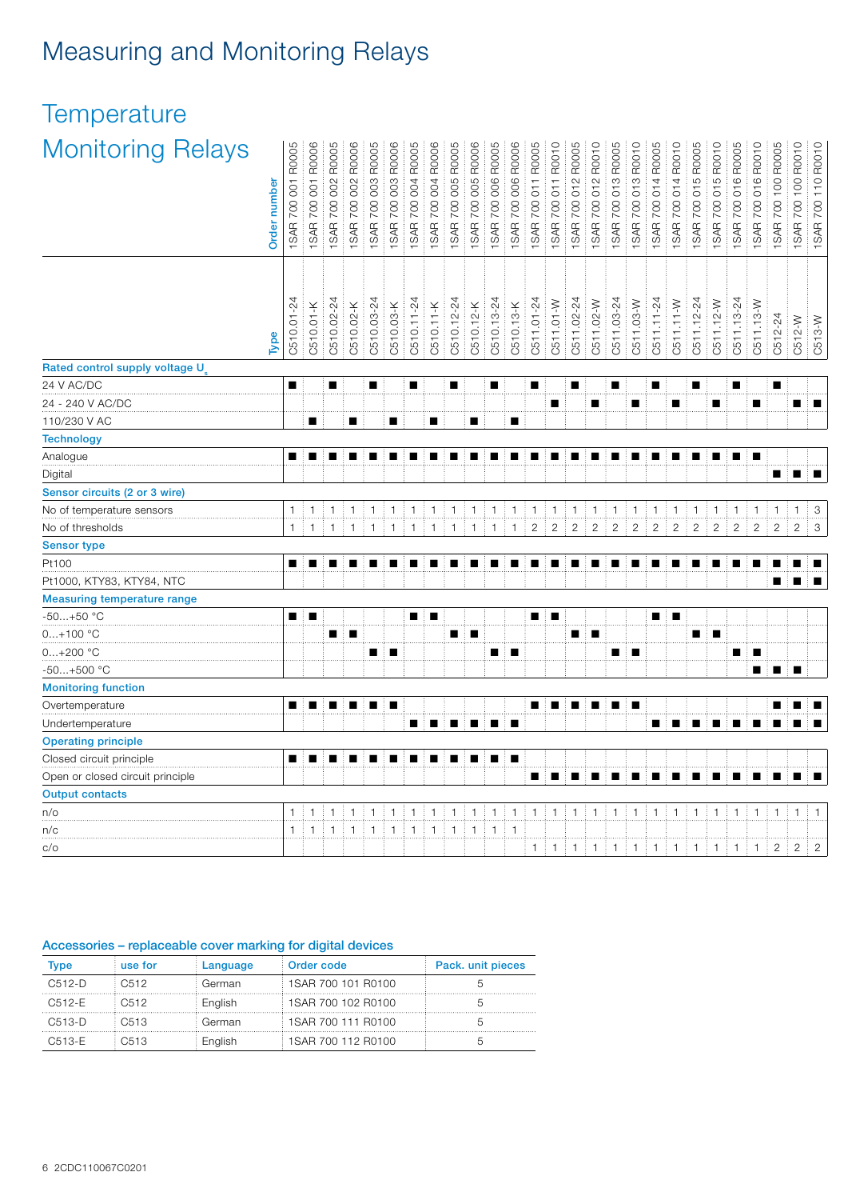# Measuring and Monitoring Relays

## Temperature Monitoring Relays

| Order number | 1SAR 700 001 R0005 | 1SAR 700 001 R0006 | 1SAR 700 002 R0005 | 1SAR 700 002 R0006 | 1SAR 700 003 R0005 | 1SAR 700 003 R0006 | 1SAR 700 004 R0005 | 1SAR 700 004 R0006 | 1SAR 700 005 R0005 | 1SAR 700 005 R0006 | 1SAR 700 006 R0005 | 1SAR 700 006 R0006 | 1SAR 700 011 R0005 | 1SAR 700 011 R0010 | 1SAR 700 012 R0005 | 1SAR 700 012 R0010 | 1SAR 700 013 R0005 | 1SAR 700 013 R0010 | 1SAR 700 014 R0005 | 1SAR 700 014 R0010 | 1SAR 700 015 R0005 | 1SAR 700 015 R0010 | 1SAR 700 016 R0005 | 1SAR 700 016 R0010 | 1SAR 700 100 R0005 | 1SAR 700 100 R0010 | 1SAR 700 110 R0010 |
|---|---|---|---|---|---|---|---|---|---|---|---|---|---|---|---|---|---|---|---|---|---|---|---|---|---|---|---|
| **Type** | C510.01-24 | C510.01-K | C510.02-24 | C510.02-K | C510.03-24 | C510.03-K | C510.11-24 | C510.11-K | C510.12-24 | C510.12-K | C510.13-24 | C510.13-K | C511.01-24 | C511.01-W | C511.02-24 | C511.02-W | C511.03-24 | C511.03-W | C511.11-24 | C511.11-W | C511.12-24 | C511.12-W | C511.13-24 | C511.13-W | C512-24 | C512-W | C513-W |
| **Rated control supply voltage $U_s$** | | | | | | | | | | | | | | | | | | | | | | | | | | | |
| 24 V AC/DC | ■ | | ■ | | ■ | | ■ | | ■ | | ■ | | ■ | | ■ | | ■ | | ■ | | ■ | | ■ | | ■ | | |
| 24 - 240 V AC/DC | | | | | | | | | | | | | | ■ | | ■ | | ■ | | ■ | | ■ | | ■ | | ■ | ■ |
| 110/230 V AC | | ■ | | ■ | | ■ | | ■ | | ■ | | ■ | | | | | | | | | | | | | | | |
| **Technology** | | | | | | | | | | | | | | | | | | | | | | | | | | | |
| Analogue | ■ | ■ | ■ | ■ | ■ | ■ | ■ | ■ | ■ | ■ | ■ | ■ | ■ | ■ | ■ | ■ | ■ | ■ | ■ | ■ | ■ | ■ | ■ | ■ | | | |
| Digital | | | | | | | | | | | | | | | | | | | | | | | | | ■ | ■ | ■ |
| **Sensor circuits (2 or 3 wire)** | | | | | | | | | | | | | | | | | | | | | | | | | | | |
| No of temperature sensors | 1 | 1 | 1 | 1 | 1 | 1 | 1 | 1 | 1 | 1 | 1 | 1 | 1 | 1 | 1 | 1 | 1 | 1 | 1 | 1 | 1 | 1 | 1 | 1 | 1 | 1 | 3 |
| No of thresholds | 1 | 1 | 1 | 1 | 1 | 1 | 1 | 1 | 1 | 1 | 1 | 1 | 2 | 2 | 2 | 2 | 2 | 2 | 2 | 2 | 2 | 2 | 2 | 2 | 2 | 2 | 3 |
| **Sensor type** | | | | | | | | | | | | | | | | | | | | | | | | | | | |
| Pt100 | ■ | ■ | ■ | ■ | ■ | ■ | ■ | ■ | ■ | ■ | ■ | ■ | ■ | ■ | ■ | ■ | ■ | ■ | ■ | ■ | ■ | ■ | ■ | ■ | ■ | ■ | ■ |
| Pt1000, KTY83, KTY84, NTC | | | | | | | | | | | | | | | | | | | | | | | | | ■ | ■ | ■ |
| **Measuring temperature range** | | | | | | | | | | | | | | | | | | | | | | | | | | | |
| -50...+50 °C | ■ | ■ | | | | | ■ | ■ | | | | | ■ | ■ | | | | | ■ | ■ | | | | | | | |
| 0...+100 °C | | | ■ | ■ | | | | | ■ | ■ | | | | | ■ | ■ | | | | | ■ | ■ | | | | | |
| 0...+200 °C | | | | | ■ | ■ | | | | | ■ | ■ | | | | | ■ | ■ | | | | | ■ | ■ | | | |
| -50...+500 °C | | | | | | | | | | | | | | | | | | | | | | | | ■ | ■ | ■ | |
| **Monitoring function** | | | | | | | | | | | | | | | | | | | | | | | | | | | |
| Overtemperature | ■ | ■ | ■ | ■ | ■ | ■ | | | | | | | ■ | ■ | ■ | ■ | ■ | ■ | | | | | | | ■ | ■ | ■ |
| Undertemperature | | | | | | | ■ | ■ | ■ | ■ | ■ | ■ | | | | | | | ■ | ■ | ■ | ■ | ■ | ■ | ■ | ■ | ■ |
| **Operating principle** | | | | | | | | | | | | | | | | | | | | | | | | | | | |
| Closed circuit principle | ■ | ■ | ■ | ■ | ■ | ■ | ■ | ■ | ■ | ■ | ■ | ■ | | | | | | | | | | | | | | | |
| Open or closed circuit principle | | | | | | | | | | | | | ■ | ■ | ■ | ■ | ■ | ■ | ■ | ■ | ■ | ■ | ■ | ■ | ■ | ■ | ■ |
| **Output contacts** | | | | | | | | | | | | | | | | | | | | | | | | | | | |
| n/o | 1 | 1 | 1 | 1 | 1 | 1 | 1 | 1 | 1 | 1 | 1 | 1 | 1 | 1 | 1 | 1 | 1 | 1 | 1 | 1 | 1 | 1 | 1 | 1 | 1 | 1 | 1 |
| n/c | 1 | 1 | 1 | 1 | 1 | 1 | 1 | 1 | 1 | 1 | 1 | 1 | | | | | | | | | | | | | | | |
| c/o | | | | | | | | | | | | | 1 | 1 | 1 | 1 | 1 | 1 | 1 | 1 | 1 | 1 | 1 | 1 | 2 | 2 | 2 |

### Accessories – replaceable cover marking for digital devices

| Type | use for | Language | Order code | Pack. unit pieces |
|---|---|---|---|---|
| C512-D | C512 | German | 1SAR 700 101 R0100 | 5 |
| C512-E | C512 | English | 1SAR 700 102 R0100 | 5 |
| C513-D | C513 | German | 1SAR 700 111 R0100 | 5 |
| C513-E | C513 | English | 1SAR 700 112 R0100 | 5 |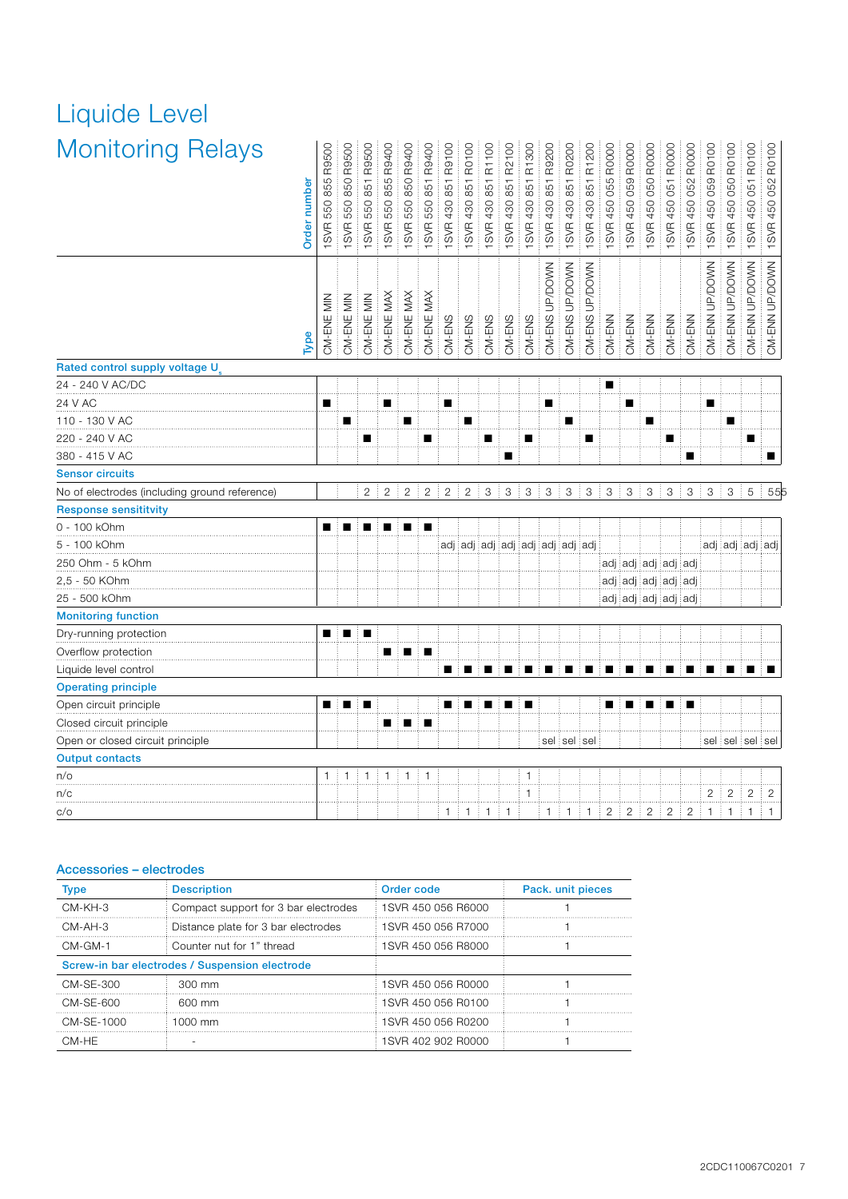# Liquide Level Monitoring Relays

| Order number | 1SVR 550 855 R9500 | 1SVR 550 850 R9500 | 1SVR 550 851 R9500 | 1SVR 550 855 R9400 | 1SVR 550 850 R9400 | 1SVR 550 851 R9400 | 1SVR 430 851 R9100 | 1SVR 430 851 R0100 | 1SVR 430 851 R1100 | 1SVR 430 851 R2100 | 1SVR 430 851 R1300 | 1SVR 430 851 R9200 | 1SVR 430 851 R0200 | 1SVR 430 851 R1200 | 1SVR 450 055 R0000 | 1SVR 450 059 R0000 | 1SVR 450 050 R0000 | 1SVR 450 051 R0000 | 1SVR 450 052 R0000 | 1SVR 450 059 R0100 | 1SVR 450 050 R0100 | 1SVR 450 051 R0100 | 1SVR 450 052 R0100 |
|---|---|---|---|---|---|---|---|---|---|---|---|---|---|---|---|---|---|---|---|---|---|---|---|
| **Type** | CM-ENE MIN | CM-ENE MIN | CM-ENE MIN | CM-ENE MAX | CM-ENE MAX | CM-ENE MAX | CM-ENS | CM-ENS | CM-ENS | CM-ENS | CM-ENS | CM-ENS UP/DOWN | CM-ENS UP/DOWN | CM-ENS UP/DOWN | CM-ENN | CM-ENN | CM-ENN | CM-ENN | CM-ENN | CM-ENN UP/DOWN | CM-ENN UP/DOWN | CM-ENN UP/DOWN | CM-ENN UP/DOWN |
| **Rated control supply voltage $U_s$** | | | | | | | | | | | | | | | | | | | | | | | |
| 24 - 240 V AC/DC | | | | | | | | | | | | | | | ■ | | | | | | | | |
| 24 V AC | ■ | | | ■ | | | ■ | | | | | ■ | | | | ■ | | | | ■ | | | |
| 110 - 130 V AC | | ■ | | | ■ | | | ■ | | | | | ■ | | | | ■ | | | | ■ | | |
| 220 - 240 V AC | | | ■ | | | ■ | | | ■ | | ■ | | | ■ | | | | ■ | | | | ■ | |
| 380 - 415 V AC | | | | | | | | | | ■ | | | | | | | | | ■ | | | | ■ |
| **Sensor circuits** | | | | | | | | | | | | | | | | | | | | | | | |
| No of electrodes (including ground reference) | | | 2 | 2 | 2 | 2 | 2 | 2 | 3 | 3 | 3 | 3 | 3 | 3 | 3 | 3 | 3 | 3 | 3 | 3 | 3 | 5 | 555 |
| **Response sensititvity** | | | | | | | | | | | | | | | | | | | | | | | |
| 0 - 100 kOhm | ■ | ■ | ■ | ■ | ■ | ■ | | | | | | | | | | | | | | | | | |
| 5 - 100 kOhm | | | | | | | adj | adj | adj | adj | adj | adj | adj | adj | | | | | | adj | adj | adj | adj |
| 250 Ohm - 5 kOhm | | | | | | | | | | | | | | | adj | adj | adj | adj | adj | | | | |
| 2,5 - 50 KOhm | | | | | | | | | | | | | | | adj | adj | adj | adj | adj | | | | |
| 25 - 500 kOhm | | | | | | | | | | | | | | | adj | adj | adj | adj | adj | | | | |
| **Monitoring function** | | | | | | | | | | | | | | | | | | | | | | | |
| Dry-running protection | ■ | ■ | ■ | | | | | | | | | | | | | | | | | | | | |
| Overflow protection | | | | ■ | ■ | ■ | | | | | | | | | | | | | | | | | |
| Liquide level control | | | | | | | ■ | ■ | ■ | ■ | ■ | ■ | ■ | ■ | ■ | ■ | ■ | ■ | ■ | ■ | ■ | ■ | ■ |
| **Operating principle** | | | | | | | | | | | | | | | | | | | | | | | |
| Open circuit principle | ■ | ■ | ■ | | | | ■ | ■ | ■ | ■ | ■ | | | | ■ | ■ | ■ | ■ | ■ | | | | |
| Closed circuit principle | | | | ■ | ■ | ■ | | | | | | | | | | | | | | | | | |
| Open or closed circuit principle | | | | | | | | | | | | sel | sel | sel | | | | | | sel | sel | sel | sel |
| **Output contacts** | | | | | | | | | | | | | | | | | | | | | | | |
| n/o | 1 | 1 | 1 | 1 | 1 | 1 | | | | | 1 | | | | | | | | | | | | |
| n/c | | | | | | | | | | | 1 | | | | | | | | | 2 | 2 | 2 | 2 |
| c/o | | | | | | | 1 | 1 | 1 | 1 | | 1 | 1 | 1 | 2 | 2 | 2 | 2 | 2 | 1 | 1 | 1 | 1 |

## Accessories – electrodes

| Type | Description | Order code | Pack. unit pieces |
|---|---|---|---|
| CM-KH-3 | Compact support for 3 bar electrodes | 1SVR 450 056 R6000 | 1 |
| CM-AH-3 | Distance plate for 3 bar electrodes | 1SVR 450 056 R7000 | 1 |
| CM-GM-1 | Counter nut for 1" thread | 1SVR 450 056 R8000 | 1 |
| **Screw-in bar electrodes / Suspension electrode** | | | |
| CM-SE-300 | 300 mm | 1SVR 450 056 R0000 | 1 |
| CM-SE-600 | 600 mm | 1SVR 450 056 R0100 | 1 |
| CM-SE-1000 | 1000 mm | 1SVR 450 056 R0200 | 1 |
| CM-HE | - | 1SVR 402 902 R0000 | 1 |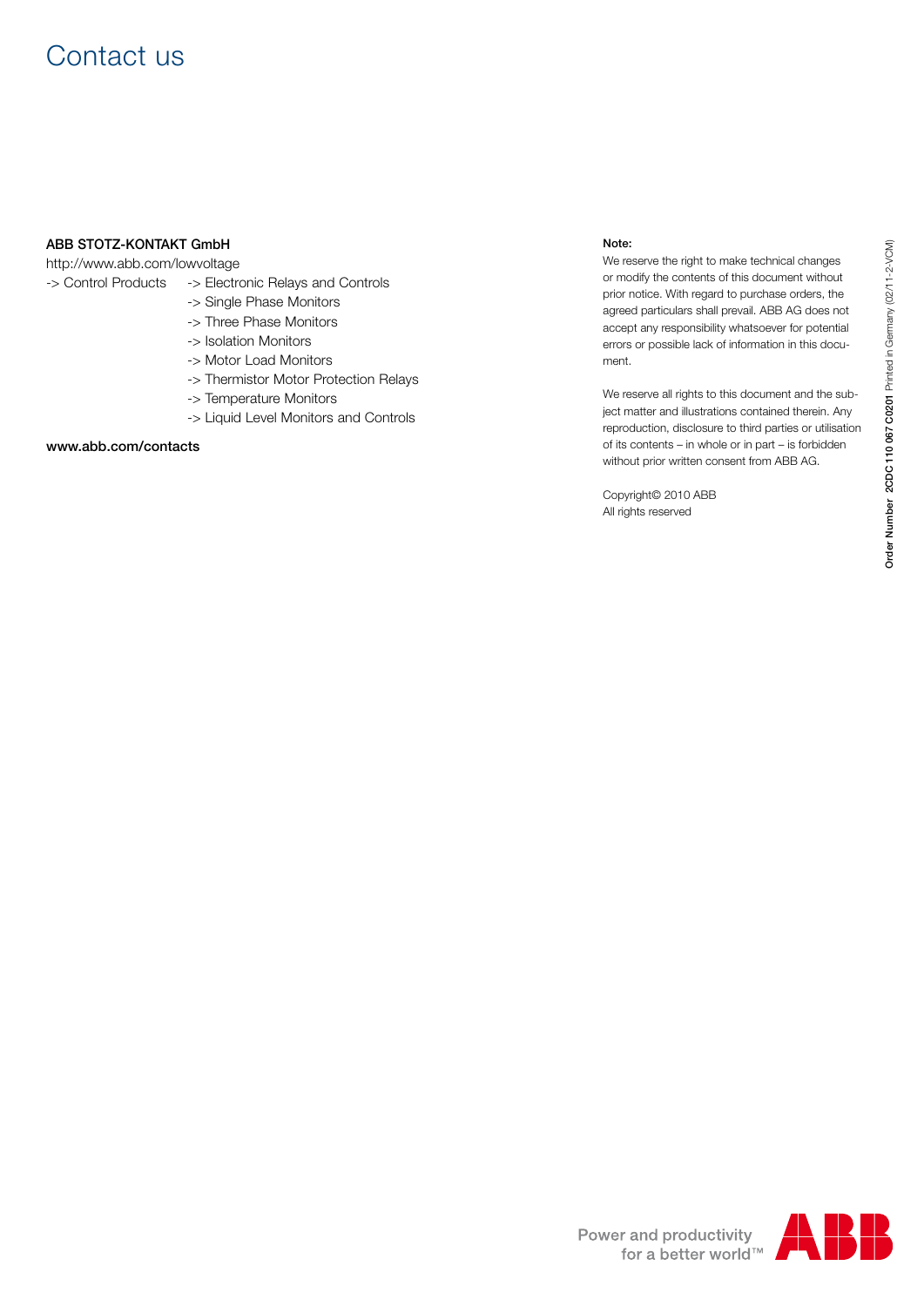# Contact us

**ABB STOTZ-KONTAKT GmbH**

http://www.abb.com/lowvoltage

-> Control Products

- -> Electronic Relays and Controls
- -> Single Phase Monitors
- -> Three Phase Monitors
- -> Isolation Monitors
- -> Motor Load Monitors
- -> Thermistor Motor Protection Relays
- -> Temperature Monitors
- -> Liquid Level Monitors and Controls

**www.abb.com/contacts**

**Note:**

We reserve the right to make technical changes or modify the contents of this document without prior notice. With regard to purchase orders, the agreed particulars shall prevail. ABB AG does not accept any responsibility whatsoever for potential errors or possible lack of information in this document.

We reserve all rights to this document and the subject matter and illustrations contained therein. Any reproduction, disclosure to third parties or utilisation of its contents – in whole or in part – is forbidden without prior written consent from ABB AG.

Copyright© 2010 ABB
All rights reserved

**Order Number 2CDC 110 067 C0201** Printed in Germany (02/11-2-VOM)

Power and productivity
for a better world™